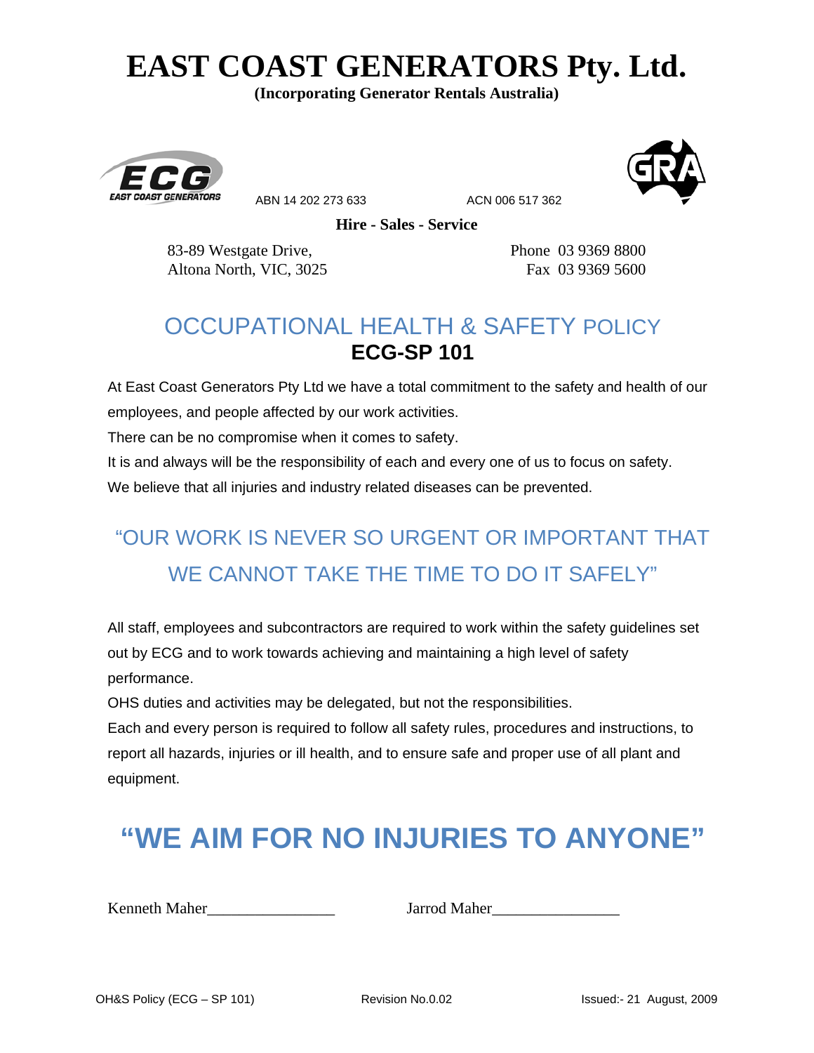# EAST COAST GENERATORS Pty. Ltd.

**(Incorporating Generator Rentals Australia)**

ABN 14 202 273 633 ACN 006 517 362

**Hire - Sales - Service**

83-89 Westgate Drive,
Altona North, VIC, 3025

Phone 03 9369 8800
Fax 03 9369 5600

## OCCUPATIONAL HEALTH & SAFETY POLICY

## ECG-SP 101

At East Coast Generators Pty Ltd we have a total commitment to the safety and health of our employees, and people affected by our work activities.

There can be no compromise when it comes to safety.

It is and always will be the responsibility of each and every one of us to focus on safety.

We believe that all injuries and industry related diseases can be prevented.

### "OUR WORK IS NEVER SO URGENT OR IMPORTANT THAT WE CANNOT TAKE THE TIME TO DO IT SAFELY"

All staff, employees and subcontractors are required to work within the safety guidelines set out by ECG and to work towards achieving and maintaining a high level of safety performance.

OHS duties and activities may be delegated, but not the responsibilities.

Each and every person is required to follow all safety rules, procedures and instructions, to report all hazards, injuries or ill health, and to ensure safe and proper use of all plant and equipment.

## "WE AIM FOR NO INJURIES TO ANYONE"

Kenneth Maher________________ Jarrod Maher________________

OH&S Policy (ECG – SP 101) Revision No.0.02 Issued:- 21 August, 2009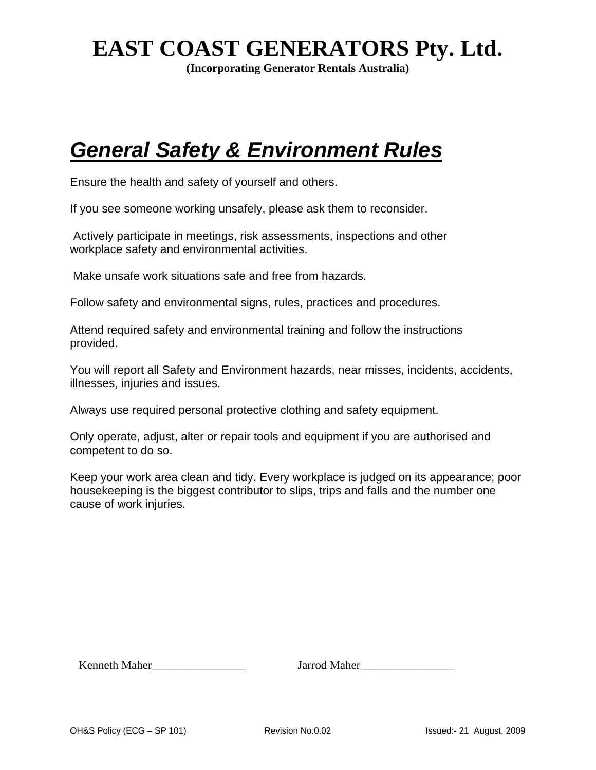# EAST COAST GENERATORS Pty. Ltd.

**(Incorporating Generator Rentals Australia)**

## ***General Safety & Environment Rules***

Ensure the health and safety of yourself and others.

If you see someone working unsafely, please ask them to reconsider.

Actively participate in meetings, risk assessments, inspections and other workplace safety and environmental activities.

Make unsafe work situations safe and free from hazards.

Follow safety and environmental signs, rules, practices and procedures.

Attend required safety and environmental training and follow the instructions provided.

You will report all Safety and Environment hazards, near misses, incidents, accidents, illnesses, injuries and issues.

Always use required personal protective clothing and safety equipment.

Only operate, adjust, alter or repair tools and equipment if you are authorised and competent to do so.

Keep your work area clean and tidy. Every workplace is judged on its appearance; poor housekeeping is the biggest contributor to slips, trips and falls and the number one cause of work injuries.

Kenneth Maher________________ Jarrod Maher________________

OH&S Policy (ECG – SP 101) Revision No.0.02 Issued:- 21 August, 2009